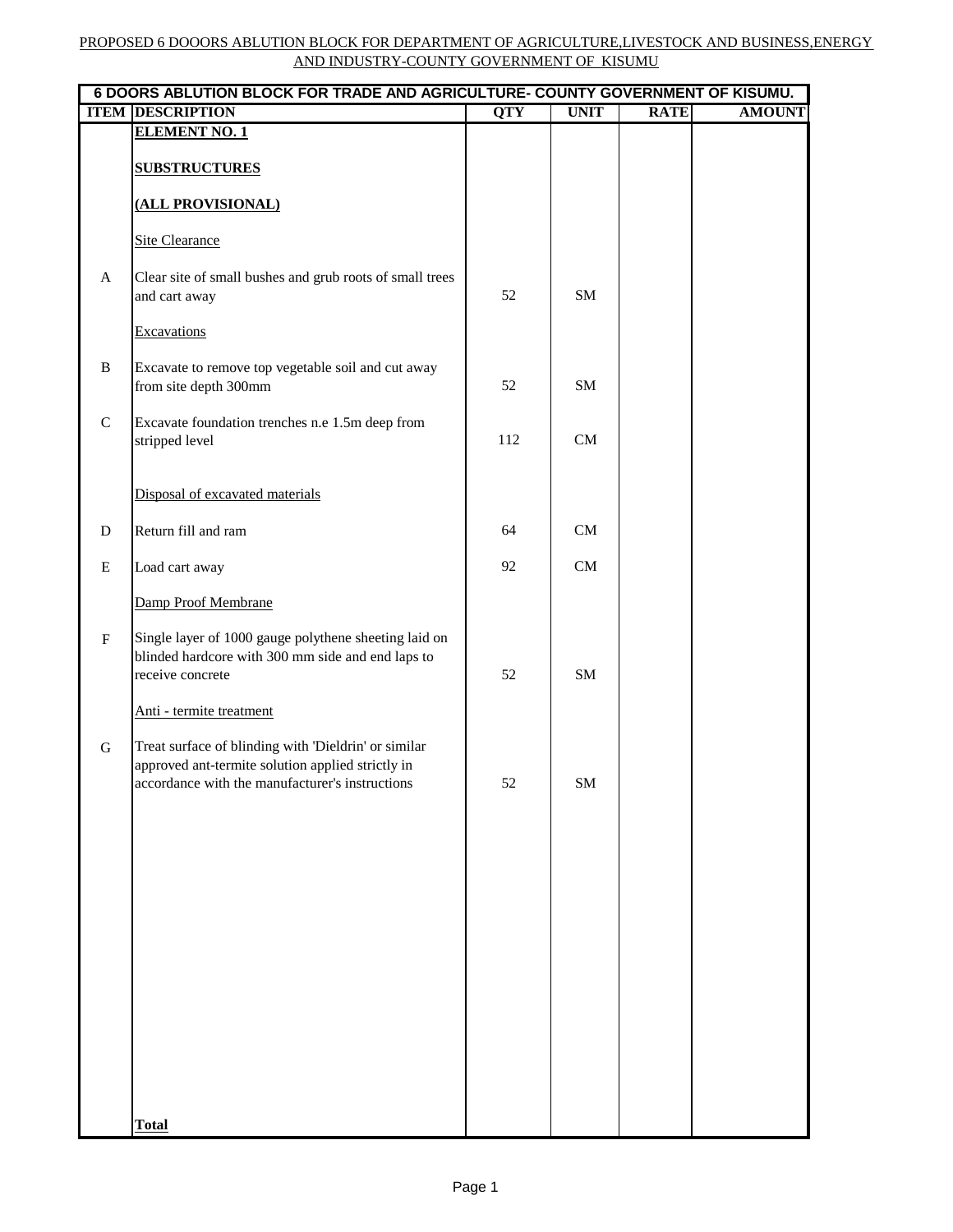PROPOSED 6 DOOORS ABLUTION BLOCK FOR DEPARTMENT OF AGRICULTURE,LIVESTOCK AND BUSINESS,ENERGY AND INDUSTRY-COUNTY GOVERNMENT OF KISUMU

| 6 DOORS ABLUTION BLOCK FOR TRADE AND AGRICULTURE- COUNTY GOVERNMENT OF KISUMU. | | | | | |
|---|---|---|---|---|---|
| **ITEM** | **DESCRIPTION** | **QTY** | **UNIT** | **RATE** | **AMOUNT** |
| | **ELEMENT NO. 1** | | | | |
| | **SUBSTRUCTURES** | | | | |
| | **(ALL PROVISIONAL)** | | | | |
| | Site Clearance | | | | |
| A | Clear site of small bushes and grub roots of small trees and cart away | 52 | SM | | |
| | Excavations | | | | |
| B | Excavate to remove top vegetable soil and cut away from site depth 300mm | 52 | SM | | |
| C | Excavate foundation trenches n.e 1.5m deep from stripped level | 112 | CM | | |
| | Disposal of excavated materials | | | | |
| D | Return fill and ram | 64 | CM | | |
| E | Load cart away | 92 | CM | | |
| | Damp Proof Membrane | | | | |
| F | Single layer of 1000 gauge polythene sheeting laid on blinded hardcore with 300 mm side and end laps to receive concrete | 52 | SM | | |
| | Anti - termite treatment | | | | |
| G | Treat surface of blinding with 'Dieldrin' or similar approved ant-termite solution applied strictly in accordance with the manufacturer's instructions | 52 | SM | | |
| | **Total** | | | | |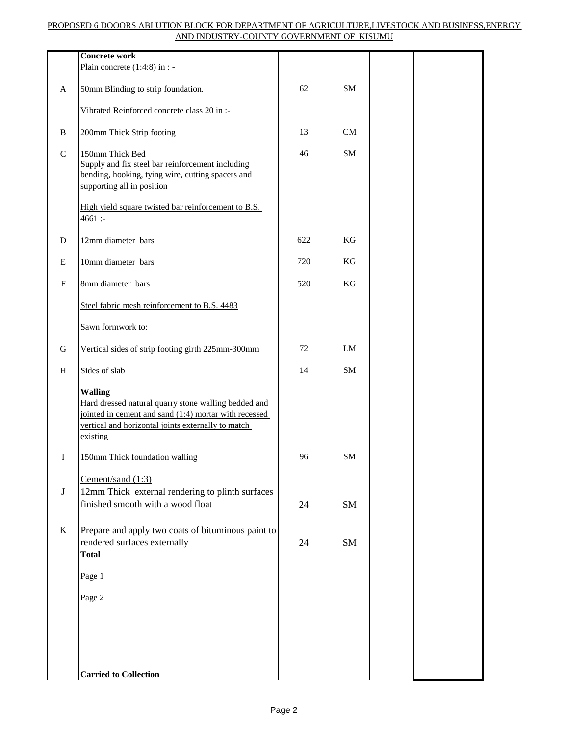PROPOSED 6 DOOORS ABLUTION BLOCK FOR DEPARTMENT OF AGRICULTURE,LIVESTOCK AND BUSINESS,ENERGY AND INDUSTRY-COUNTY GOVERNMENT OF KISUMU

| | | | | | |
|---|---|---|---|---|---|
| | **Concrete work** | | | | |
| | Plain concrete (1:4:8) in : - | | | | |
| A | 50mm Blinding to strip foundation. | 62 | SM | | |
| | Vibrated Reinforced concrete class 20 in :- | | | | |
| B | 200mm Thick Strip footing | 13 | CM | | |
| C | 150mm Thick Bed | 46 | SM | | |
| | Supply and fix steel bar reinforcement including bending, hooking, tying wire, cutting spacers and supporting all in position | | | | |
| | High yield square twisted bar reinforcement to B.S. 4661 :- | | | | |
| D | 12mm diameter bars | 622 | KG | | |
| E | 10mm diameter bars | 720 | KG | | |
| F | 8mm diameter bars | 520 | KG | | |
| | Steel fabric mesh reinforcement to B.S. 4483 | | | | |
| | Sawn formwork to: | | | | |
| G | Vertical sides of strip footing girth 225mm-300mm | 72 | LM | | |
| H | Sides of slab | 14 | SM | | |
| | **Walling** | | | | |
| | Hard dressed natural quarry stone walling bedded and jointed in cement and sand (1:4) mortar with recessed vertical and horizontal joints externally to match existing | | | | |
| I | 150mm Thick foundation walling | 96 | SM | | |
| | Cement/sand (1:3) | | | | |
| J | 12mm Thick external rendering to plinth surfaces finished smooth with a wood float | 24 | SM | | |
| K | Prepare and apply two coats of bituminous paint to rendered surfaces externally | 24 | SM | | |
| | **Total** | | | | |
| | Page 1 | | | | |
| | Page 2 | | | | |
| | **Carried to Collection** | | | | |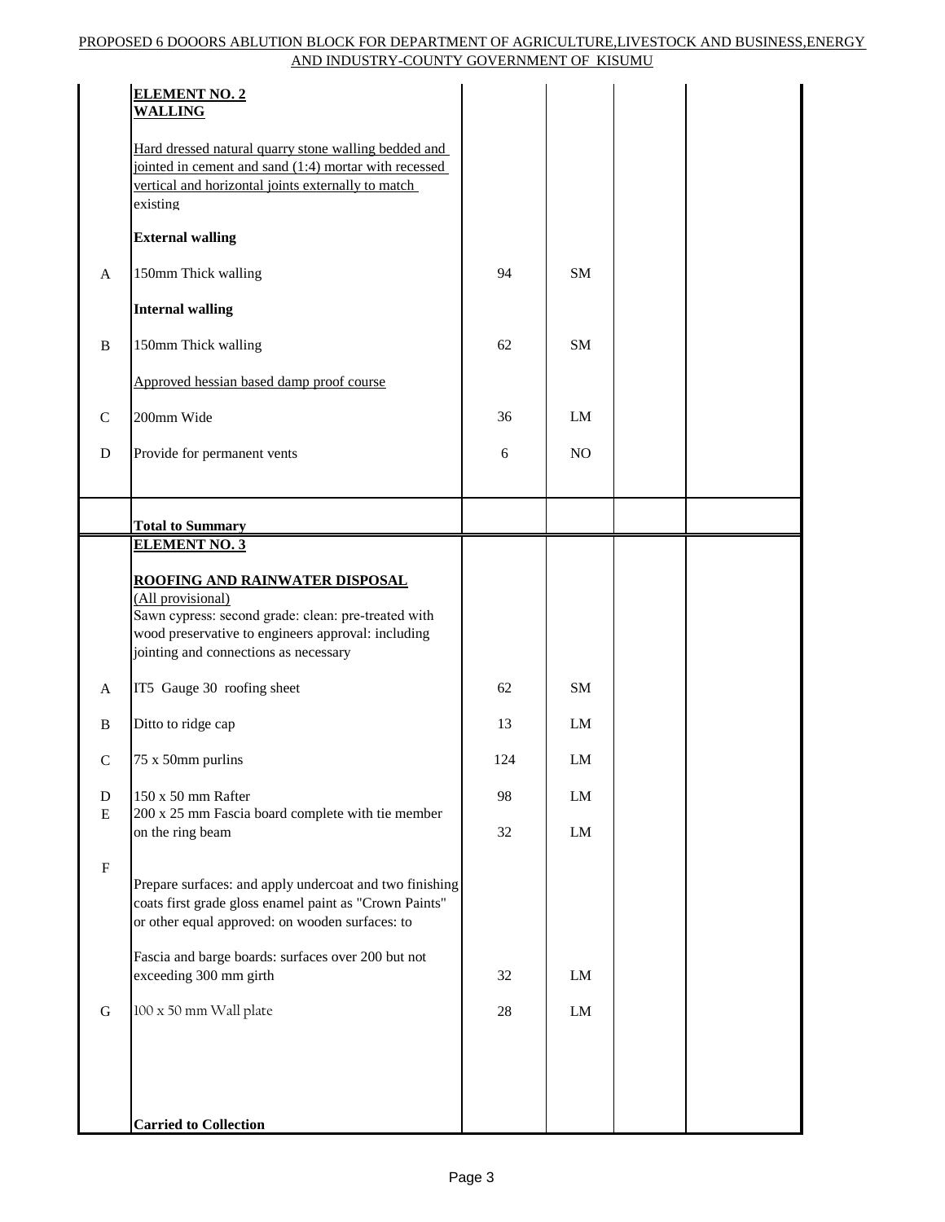| | | | | | |
|---|---|---|---|---|---|
| | **ELEMENT NO. 2** **WALLING** | | | | |
| | Hard dressed natural quarry stone walling bedded and jointed in cement and sand (1:4) mortar with recessed vertical and horizontal joints externally to match existing | | | | |
| | **External walling** | | | | |
| A | 150mm Thick walling | 94 | SM | | |
| | **Internal walling** | | | | |
| B | 150mm Thick walling | 62 | SM | | |
| | Approved hessian based damp proof course | | | | |
| C | 200mm Wide | 36 | LM | | |
| D | Provide for permanent vents | 6 | NO | | |
| | **Total to Summary** | | | | |
| | **ELEMENT NO. 3** | | | | |
| | **ROOFING AND RAINWATER DISPOSAL** (All provisional) Sawn cypress: second grade: clean: pre-treated with wood preservative to engineers approval: including jointing and connections as necessary | | | | |
| A | IT5 Gauge 30 roofing sheet | 62 | SM | | |
| B | Ditto to ridge cap | 13 | LM | | |
| C | 75 x 50mm purlins | 124 | LM | | |
| D | 150 x 50 mm Rafter | 98 | LM | | |
| E | 200 x 25 mm Fascia board complete with tie member on the ring beam | 32 | LM | | |
| F | Prepare surfaces: and apply undercoat and two finishing coats first grade gloss enamel paint as "Crown Paints" or other equal approved: on wooden surfaces: to | | | | |
| | Fascia and barge boards: surfaces over 200 but not exceeding 300 mm girth | 32 | LM | | |
| G | 100 x 50 mm Wall plate | 28 | LM | | |
| | **Carried to Collection** | | | | |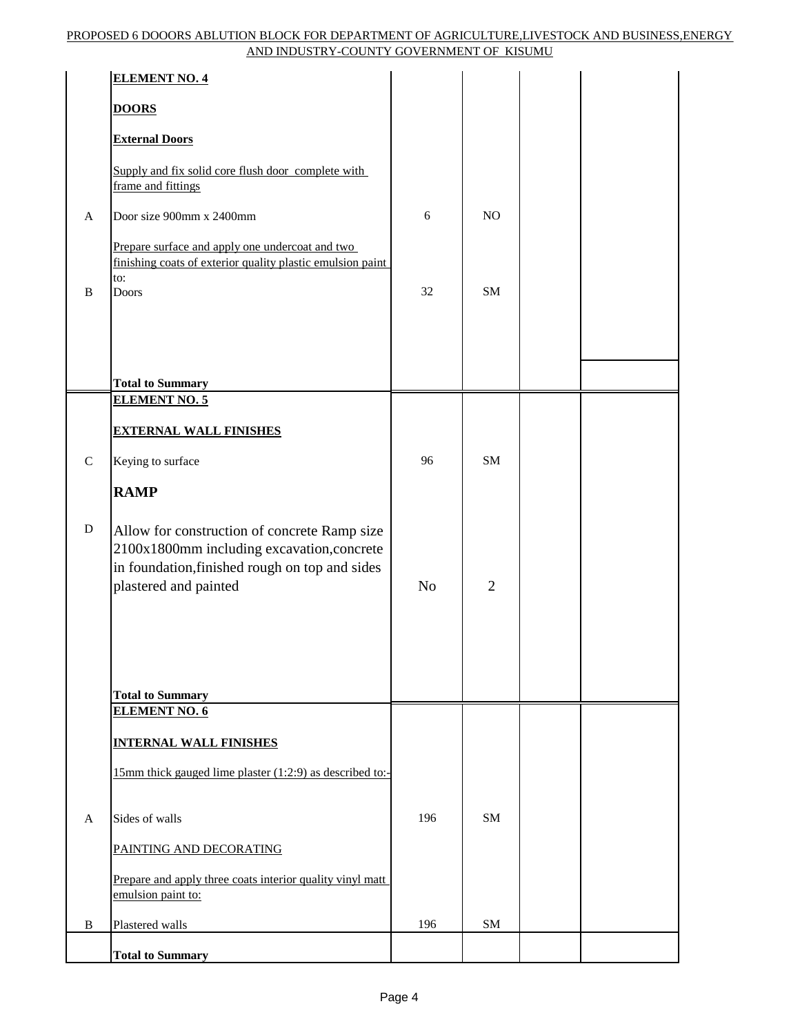| | | | | | |
|---|---|---|---|---|---|
| | **ELEMENT NO. 4** | | | | |
| | **DOORS** | | | | |
| | **External Doors** | | | | |
| | Supply and fix solid core flush door complete with frame and fittings | | | | |
| A | Door size 900mm x 2400mm | 6 | NO | | |
| | Prepare surface and apply one undercoat and two finishing coats of exterior quality plastic emulsion paint to: | | | | |
| B | Doors | 32 | SM | | |
| | **Total to Summary** | | | | |
| | **ELEMENT NO. 5** | | | | |
| | **EXTERNAL WALL FINISHES** | | | | |
| C | Keying to surface | 96 | SM | | |
| | **RAMP** | | | | |
| D | Allow for construction of concrete Ramp size 2100x1800mm including excavation,concrete in foundation,finished rough on top and sides plastered and painted | No | 2 | | |
| | **Total to Summary** | | | | |
| | **ELEMENT NO. 6** | | | | |
| | **INTERNAL WALL FINISHES** | | | | |
| | 15mm thick gauged lime plaster (1:2:9) as described to:- | | | | |
| A | Sides of walls | 196 | SM | | |
| | PAINTING AND DECORATING | | | | |
| | Prepare and apply three coats interior quality vinyl matt emulsion paint to: | | | | |
| B | Plastered walls | 196 | SM | | |
| | **Total to Summary** | | | | |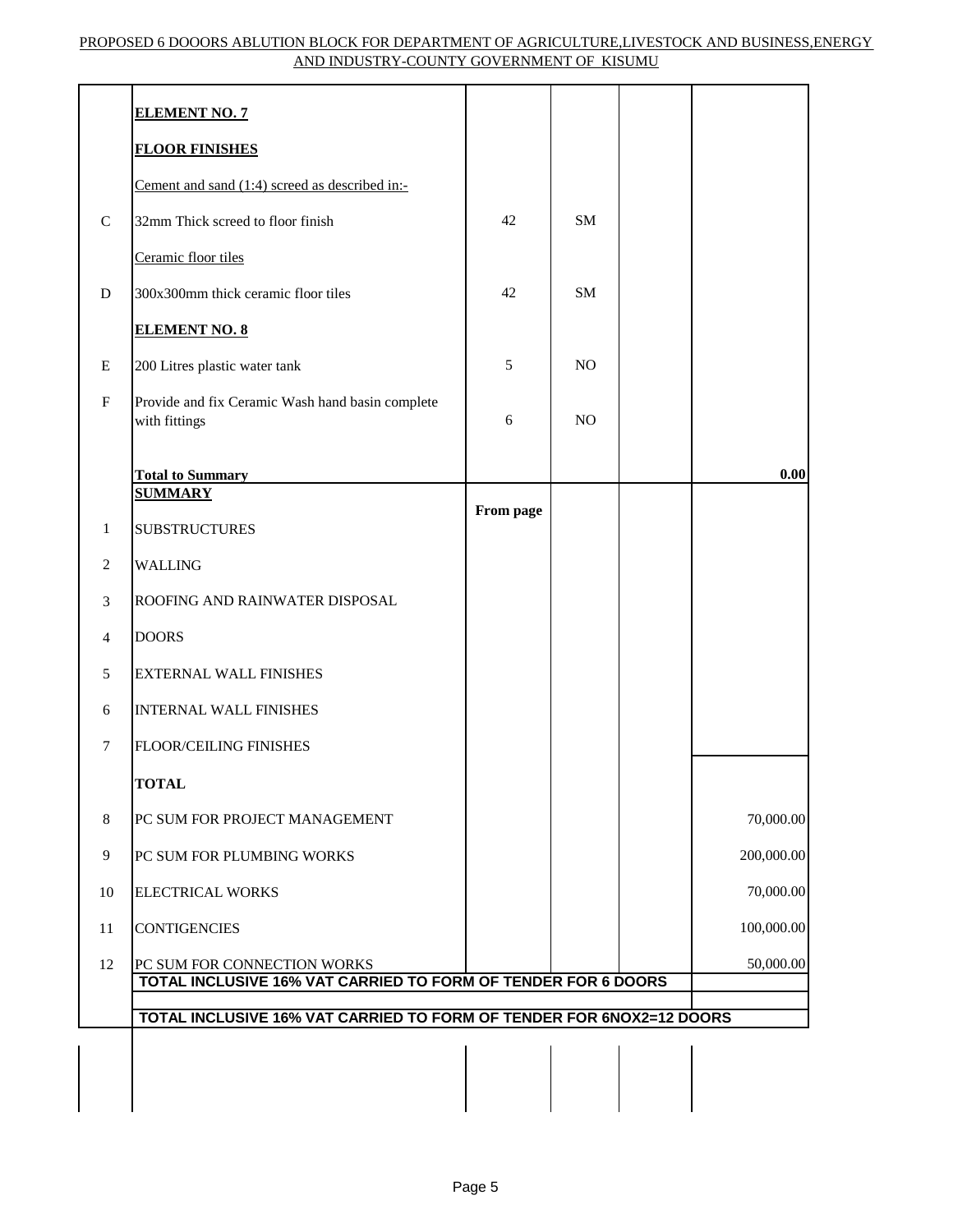PROPOSED 6 DOOORS ABLUTION BLOCK FOR DEPARTMENT OF AGRICULTURE,LIVESTOCK AND BUSINESS,ENERGY AND INDUSTRY-COUNTY GOVERNMENT OF KISUMU

| | | | | | |
|---|---|---|---|---|---|
| | **ELEMENT NO. 7** | | | | |
| | **FLOOR FINISHES** | | | | |
| | Cement and sand (1:4) screed as described in:- | | | | |
| C | 32mm Thick screed to floor finish | 42 | SM | | |
| | Ceramic floor tiles | | | | |
| D | 300x300mm thick ceramic floor tiles | 42 | SM | | |
| | **ELEMENT NO. 8** | | | | |
| E | 200 Litres plastic water tank | 5 | NO | | |
| F | Provide and fix Ceramic Wash hand basin complete with fittings | 6 | NO | | |
| | **Total to Summary** | | | | **0.00** |
| | **SUMMARY** | **From page** | | | |
| 1 | SUBSTRUCTURES | | | | |
| 2 | WALLING | | | | |
| 3 | ROOFING AND RAINWATER DISPOSAL | | | | |
| 4 | DOORS | | | | |
| 5 | EXTERNAL WALL FINISHES | | | | |
| 6 | INTERNAL WALL FINISHES | | | | |
| 7 | FLOOR/CEILING FINISHES | | | | |
| | **TOTAL** | | | | |
| 8 | PC SUM FOR PROJECT MANAGEMENT | | | | 70,000.00 |
| 9 | PC SUM FOR PLUMBING WORKS | | | | 200,000.00 |
| 10 | ELECTRICAL WORKS | | | | 70,000.00 |
| 11 | CONTIGENCIES | | | | 100,000.00 |
| 12 | PC SUM FOR CONNECTION WORKS | | | | 50,000.00 |
| | **TOTAL INCLUSIVE 16% VAT CARRIED TO FORM OF TENDER FOR 6 DOORS** | | | | |
| | **TOTAL INCLUSIVE 16% VAT CARRIED TO FORM OF TENDER FOR 6NOX2=12 DOORS** | | | | |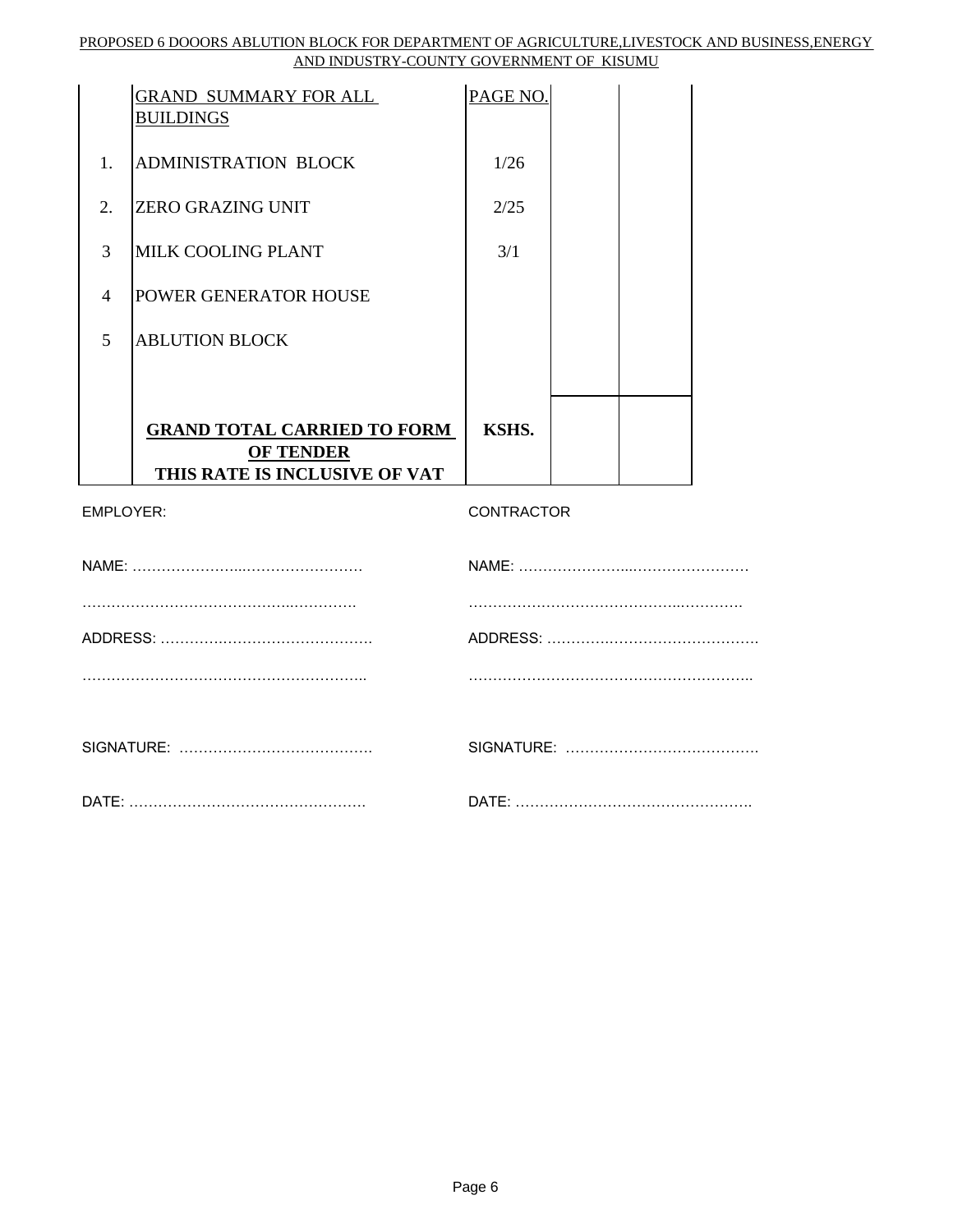PROPOSED 6 DOOORS ABLUTION BLOCK FOR DEPARTMENT OF AGRICULTURE,LIVESTOCK AND BUSINESS,ENERGY AND INDUSTRY-COUNTY GOVERNMENT OF KISUMU

| | | | | |
|---|---|---|---|---|
| | GRAND SUMMARY FOR ALL BUILDINGS | PAGE NO. | | |
| 1. | ADMINISTRATION BLOCK | 1/26 | | |
| 2. | ZERO GRAZING UNIT | 2/25 | | |
| 3 | MILK COOLING PLANT | 3/1 | | |
| 4 | POWER GENERATOR HOUSE | | | |
| 5 | ABLUTION BLOCK | | | |
| | **GRAND TOTAL CARRIED TO FORM OF TENDER** **THIS RATE IS INCLUSIVE OF VAT** | **KSHS.** | | |

EMPLOYER:

NAME: ………………….……………………

………………………………….………….

ADDRESS: ………….……………………….

…………………………………………………..

SIGNATURE: ………………………………….

DATE: ………………………………………….

CONTRACTOR

NAME: ………………….……………………

………………………………….………….

ADDRESS: ………….……………………….

…………………………………………………..

SIGNATURE: ………………………………….

DATE: ………………………………………….